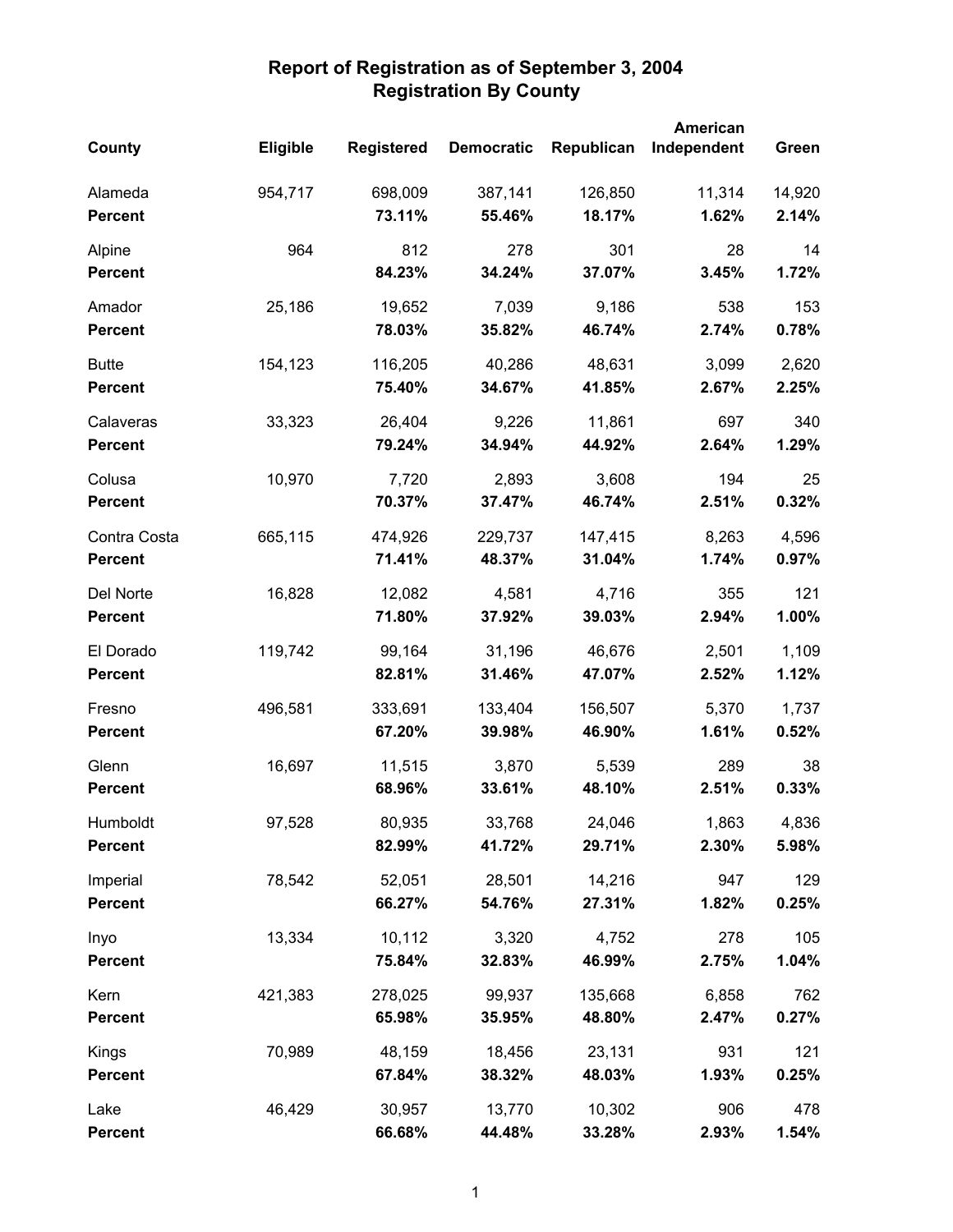# Report of Registration as of September 3, 2004
## Registration By County

| County | Eligible | Registered | Democratic | Republican | American Independent | Green |
|---|---|---|---|---|---|---|
| Alameda | 954,717 | 698,009 | 387,141 | 126,850 | 11,314 | 14,920 |
| **Percent** | | **73.11%** | **55.46%** | **18.17%** | **1.62%** | **2.14%** |
| Alpine | 964 | 812 | 278 | 301 | 28 | 14 |
| **Percent** | | **84.23%** | **34.24%** | **37.07%** | **3.45%** | **1.72%** |
| Amador | 25,186 | 19,652 | 7,039 | 9,186 | 538 | 153 |
| **Percent** | | **78.03%** | **35.82%** | **46.74%** | **2.74%** | **0.78%** |
| Butte | 154,123 | 116,205 | 40,286 | 48,631 | 3,099 | 2,620 |
| **Percent** | | **75.40%** | **34.67%** | **41.85%** | **2.67%** | **2.25%** |
| Calaveras | 33,323 | 26,404 | 9,226 | 11,861 | 697 | 340 |
| **Percent** | | **79.24%** | **34.94%** | **44.92%** | **2.64%** | **1.29%** |
| Colusa | 10,970 | 7,720 | 2,893 | 3,608 | 194 | 25 |
| **Percent** | | **70.37%** | **37.47%** | **46.74%** | **2.51%** | **0.32%** |
| Contra Costa | 665,115 | 474,926 | 229,737 | 147,415 | 8,263 | 4,596 |
| **Percent** | | **71.41%** | **48.37%** | **31.04%** | **1.74%** | **0.97%** |
| Del Norte | 16,828 | 12,082 | 4,581 | 4,716 | 355 | 121 |
| **Percent** | | **71.80%** | **37.92%** | **39.03%** | **2.94%** | **1.00%** |
| El Dorado | 119,742 | 99,164 | 31,196 | 46,676 | 2,501 | 1,109 |
| **Percent** | | **82.81%** | **31.46%** | **47.07%** | **2.52%** | **1.12%** |
| Fresno | 496,581 | 333,691 | 133,404 | 156,507 | 5,370 | 1,737 |
| **Percent** | | **67.20%** | **39.98%** | **46.90%** | **1.61%** | **0.52%** |
| Glenn | 16,697 | 11,515 | 3,870 | 5,539 | 289 | 38 |
| **Percent** | | **68.96%** | **33.61%** | **48.10%** | **2.51%** | **0.33%** |
| Humboldt | 97,528 | 80,935 | 33,768 | 24,046 | 1,863 | 4,836 |
| **Percent** | | **82.99%** | **41.72%** | **29.71%** | **2.30%** | **5.98%** |
| Imperial | 78,542 | 52,051 | 28,501 | 14,216 | 947 | 129 |
| **Percent** | | **66.27%** | **54.76%** | **27.31%** | **1.82%** | **0.25%** |
| Inyo | 13,334 | 10,112 | 3,320 | 4,752 | 278 | 105 |
| **Percent** | | **75.84%** | **32.83%** | **46.99%** | **2.75%** | **1.04%** |
| Kern | 421,383 | 278,025 | 99,937 | 135,668 | 6,858 | 762 |
| **Percent** | | **65.98%** | **35.95%** | **48.80%** | **2.47%** | **0.27%** |
| Kings | 70,989 | 48,159 | 18,456 | 23,131 | 931 | 121 |
| **Percent** | | **67.84%** | **38.32%** | **48.03%** | **1.93%** | **0.25%** |
| Lake | 46,429 | 30,957 | 13,770 | 10,302 | 906 | 478 |
| **Percent** | | **66.68%** | **44.48%** | **33.28%** | **2.93%** | **1.54%** |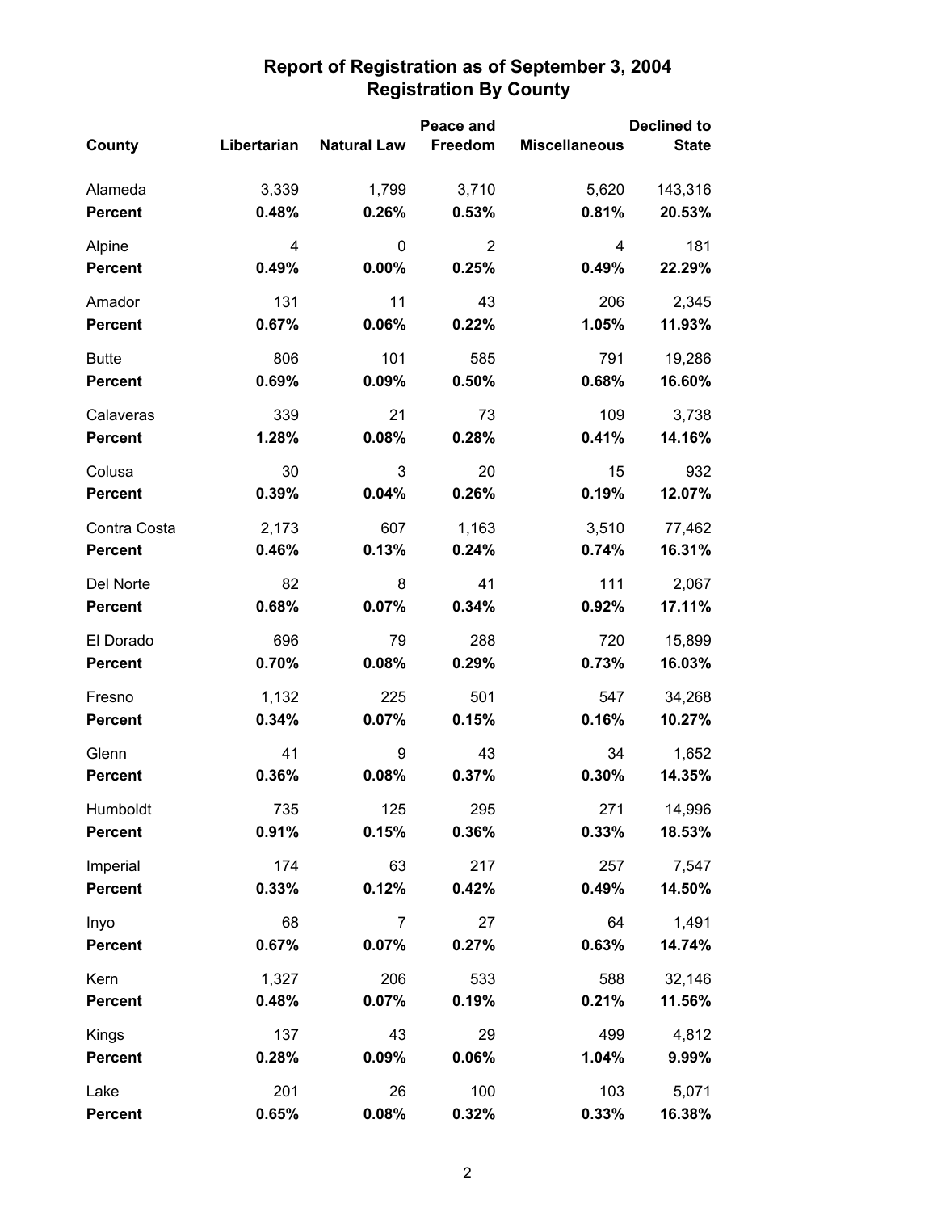# Report of Registration as of September 3, 2004
## Registration By County

| County | Libertarian | Natural Law | Peace and Freedom | Miscellaneous | Declined to State |
|---|---|---|---|---|---|
| Alameda | 3,339 | 1,799 | 3,710 | 5,620 | 143,316 |
| **Percent** | **0.48%** | **0.26%** | **0.53%** | **0.81%** | **20.53%** |
| Alpine | 4 | 0 | 2 | 4 | 181 |
| **Percent** | **0.49%** | **0.00%** | **0.25%** | **0.49%** | **22.29%** |
| Amador | 131 | 11 | 43 | 206 | 2,345 |
| **Percent** | **0.67%** | **0.06%** | **0.22%** | **1.05%** | **11.93%** |
| Butte | 806 | 101 | 585 | 791 | 19,286 |
| **Percent** | **0.69%** | **0.09%** | **0.50%** | **0.68%** | **16.60%** |
| Calaveras | 339 | 21 | 73 | 109 | 3,738 |
| **Percent** | **1.28%** | **0.08%** | **0.28%** | **0.41%** | **14.16%** |
| Colusa | 30 | 3 | 20 | 15 | 932 |
| **Percent** | **0.39%** | **0.04%** | **0.26%** | **0.19%** | **12.07%** |
| Contra Costa | 2,173 | 607 | 1,163 | 3,510 | 77,462 |
| **Percent** | **0.46%** | **0.13%** | **0.24%** | **0.74%** | **16.31%** |
| Del Norte | 82 | 8 | 41 | 111 | 2,067 |
| **Percent** | **0.68%** | **0.07%** | **0.34%** | **0.92%** | **17.11%** |
| El Dorado | 696 | 79 | 288 | 720 | 15,899 |
| **Percent** | **0.70%** | **0.08%** | **0.29%** | **0.73%** | **16.03%** |
| Fresno | 1,132 | 225 | 501 | 547 | 34,268 |
| **Percent** | **0.34%** | **0.07%** | **0.15%** | **0.16%** | **10.27%** |
| Glenn | 41 | 9 | 43 | 34 | 1,652 |
| **Percent** | **0.36%** | **0.08%** | **0.37%** | **0.30%** | **14.35%** |
| Humboldt | 735 | 125 | 295 | 271 | 14,996 |
| **Percent** | **0.91%** | **0.15%** | **0.36%** | **0.33%** | **18.53%** |
| Imperial | 174 | 63 | 217 | 257 | 7,547 |
| **Percent** | **0.33%** | **0.12%** | **0.42%** | **0.49%** | **14.50%** |
| Inyo | 68 | 7 | 27 | 64 | 1,491 |
| **Percent** | **0.67%** | **0.07%** | **0.27%** | **0.63%** | **14.74%** |
| Kern | 1,327 | 206 | 533 | 588 | 32,146 |
| **Percent** | **0.48%** | **0.07%** | **0.19%** | **0.21%** | **11.56%** |
| Kings | 137 | 43 | 29 | 499 | 4,812 |
| **Percent** | **0.28%** | **0.09%** | **0.06%** | **1.04%** | **9.99%** |
| Lake | 201 | 26 | 100 | 103 | 5,071 |
| **Percent** | **0.65%** | **0.08%** | **0.32%** | **0.33%** | **16.38%** |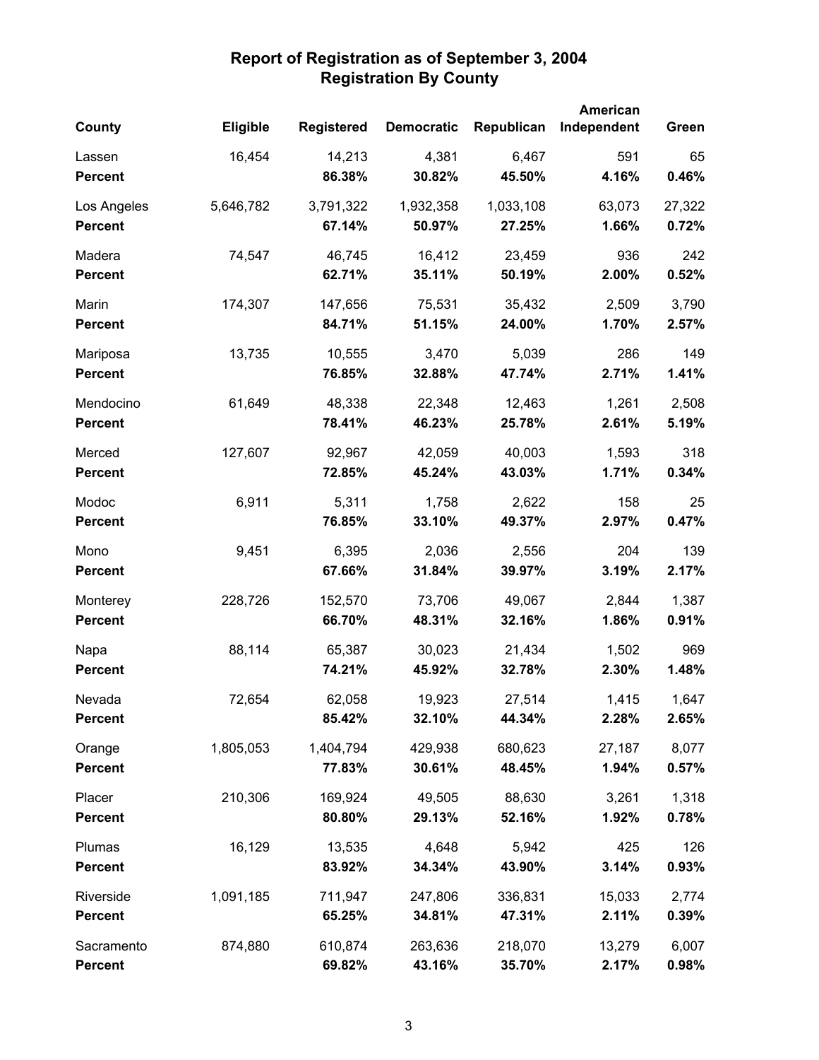# Report of Registration as of September 3, 2004
## Registration By County

| County | Eligible | Registered | Democratic | Republican | American Independent | Green |
|---|---|---|---|---|---|---|
| Lassen | 16,454 | 14,213 | 4,381 | 6,467 | 591 | 65 |
| **Percent** | | **86.38%** | **30.82%** | **45.50%** | **4.16%** | **0.46%** |
| Los Angeles | 5,646,782 | 3,791,322 | 1,932,358 | 1,033,108 | 63,073 | 27,322 |
| **Percent** | | **67.14%** | **50.97%** | **27.25%** | **1.66%** | **0.72%** |
| Madera | 74,547 | 46,745 | 16,412 | 23,459 | 936 | 242 |
| **Percent** | | **62.71%** | **35.11%** | **50.19%** | **2.00%** | **0.52%** |
| Marin | 174,307 | 147,656 | 75,531 | 35,432 | 2,509 | 3,790 |
| **Percent** | | **84.71%** | **51.15%** | **24.00%** | **1.70%** | **2.57%** |
| Mariposa | 13,735 | 10,555 | 3,470 | 5,039 | 286 | 149 |
| **Percent** | | **76.85%** | **32.88%** | **47.74%** | **2.71%** | **1.41%** |
| Mendocino | 61,649 | 48,338 | 22,348 | 12,463 | 1,261 | 2,508 |
| **Percent** | | **78.41%** | **46.23%** | **25.78%** | **2.61%** | **5.19%** |
| Merced | 127,607 | 92,967 | 42,059 | 40,003 | 1,593 | 318 |
| **Percent** | | **72.85%** | **45.24%** | **43.03%** | **1.71%** | **0.34%** |
| Modoc | 6,911 | 5,311 | 1,758 | 2,622 | 158 | 25 |
| **Percent** | | **76.85%** | **33.10%** | **49.37%** | **2.97%** | **0.47%** |
| Mono | 9,451 | 6,395 | 2,036 | 2,556 | 204 | 139 |
| **Percent** | | **67.66%** | **31.84%** | **39.97%** | **3.19%** | **2.17%** |
| Monterey | 228,726 | 152,570 | 73,706 | 49,067 | 2,844 | 1,387 |
| **Percent** | | **66.70%** | **48.31%** | **32.16%** | **1.86%** | **0.91%** |
| Napa | 88,114 | 65,387 | 30,023 | 21,434 | 1,502 | 969 |
| **Percent** | | **74.21%** | **45.92%** | **32.78%** | **2.30%** | **1.48%** |
| Nevada | 72,654 | 62,058 | 19,923 | 27,514 | 1,415 | 1,647 |
| **Percent** | | **85.42%** | **32.10%** | **44.34%** | **2.28%** | **2.65%** |
| Orange | 1,805,053 | 1,404,794 | 429,938 | 680,623 | 27,187 | 8,077 |
| **Percent** | | **77.83%** | **30.61%** | **48.45%** | **1.94%** | **0.57%** |
| Placer | 210,306 | 169,924 | 49,505 | 88,630 | 3,261 | 1,318 |
| **Percent** | | **80.80%** | **29.13%** | **52.16%** | **1.92%** | **0.78%** |
| Plumas | 16,129 | 13,535 | 4,648 | 5,942 | 425 | 126 |
| **Percent** | | **83.92%** | **34.34%** | **43.90%** | **3.14%** | **0.93%** |
| Riverside | 1,091,185 | 711,947 | 247,806 | 336,831 | 15,033 | 2,774 |
| **Percent** | | **65.25%** | **34.81%** | **47.31%** | **2.11%** | **0.39%** |
| Sacramento | 874,880 | 610,874 | 263,636 | 218,070 | 13,279 | 6,007 |
| **Percent** | | **69.82%** | **43.16%** | **35.70%** | **2.17%** | **0.98%** |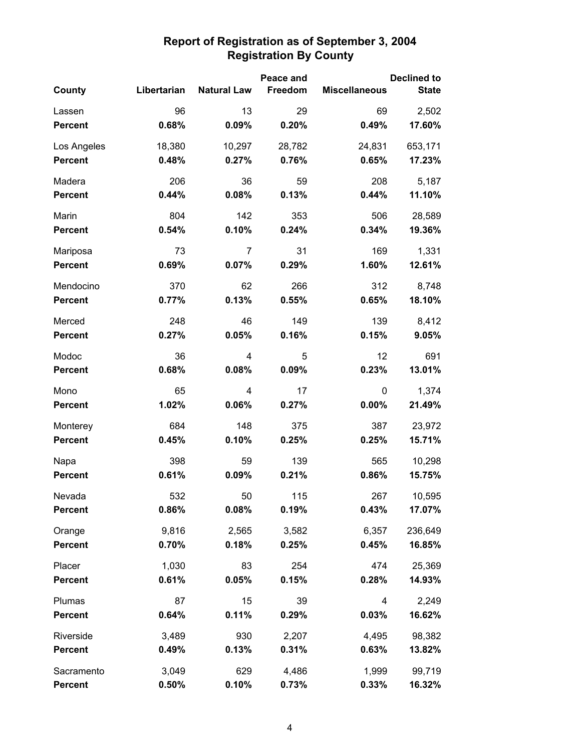# Report of Registration as of September 3, 2004
## Registration By County

| County | Libertarian | Natural Law | Peace and Freedom | Miscellaneous | Declined to State |
|---|---|---|---|---|---|
| Lassen | 96 | 13 | 29 | 69 | 2,502 |
| **Percent** | **0.68%** | **0.09%** | **0.20%** | **0.49%** | **17.60%** |
| Los Angeles | 18,380 | 10,297 | 28,782 | 24,831 | 653,171 |
| **Percent** | **0.48%** | **0.27%** | **0.76%** | **0.65%** | **17.23%** |
| Madera | 206 | 36 | 59 | 208 | 5,187 |
| **Percent** | **0.44%** | **0.08%** | **0.13%** | **0.44%** | **11.10%** |
| Marin | 804 | 142 | 353 | 506 | 28,589 |
| **Percent** | **0.54%** | **0.10%** | **0.24%** | **0.34%** | **19.36%** |
| Mariposa | 73 | 7 | 31 | 169 | 1,331 |
| **Percent** | **0.69%** | **0.07%** | **0.29%** | **1.60%** | **12.61%** |
| Mendocino | 370 | 62 | 266 | 312 | 8,748 |
| **Percent** | **0.77%** | **0.13%** | **0.55%** | **0.65%** | **18.10%** |
| Merced | 248 | 46 | 149 | 139 | 8,412 |
| **Percent** | **0.27%** | **0.05%** | **0.16%** | **0.15%** | **9.05%** |
| Modoc | 36 | 4 | 5 | 12 | 691 |
| **Percent** | **0.68%** | **0.08%** | **0.09%** | **0.23%** | **13.01%** |
| Mono | 65 | 4 | 17 | 0 | 1,374 |
| **Percent** | **1.02%** | **0.06%** | **0.27%** | **0.00%** | **21.49%** |
| Monterey | 684 | 148 | 375 | 387 | 23,972 |
| **Percent** | **0.45%** | **0.10%** | **0.25%** | **0.25%** | **15.71%** |
| Napa | 398 | 59 | 139 | 565 | 10,298 |
| **Percent** | **0.61%** | **0.09%** | **0.21%** | **0.86%** | **15.75%** |
| Nevada | 532 | 50 | 115 | 267 | 10,595 |
| **Percent** | **0.86%** | **0.08%** | **0.19%** | **0.43%** | **17.07%** |
| Orange | 9,816 | 2,565 | 3,582 | 6,357 | 236,649 |
| **Percent** | **0.70%** | **0.18%** | **0.25%** | **0.45%** | **16.85%** |
| Placer | 1,030 | 83 | 254 | 474 | 25,369 |
| **Percent** | **0.61%** | **0.05%** | **0.15%** | **0.28%** | **14.93%** |
| Plumas | 87 | 15 | 39 | 4 | 2,249 |
| **Percent** | **0.64%** | **0.11%** | **0.29%** | **0.03%** | **16.62%** |
| Riverside | 3,489 | 930 | 2,207 | 4,495 | 98,382 |
| **Percent** | **0.49%** | **0.13%** | **0.31%** | **0.63%** | **13.82%** |
| Sacramento | 3,049 | 629 | 4,486 | 1,999 | 99,719 |
| **Percent** | **0.50%** | **0.10%** | **0.73%** | **0.33%** | **16.32%** |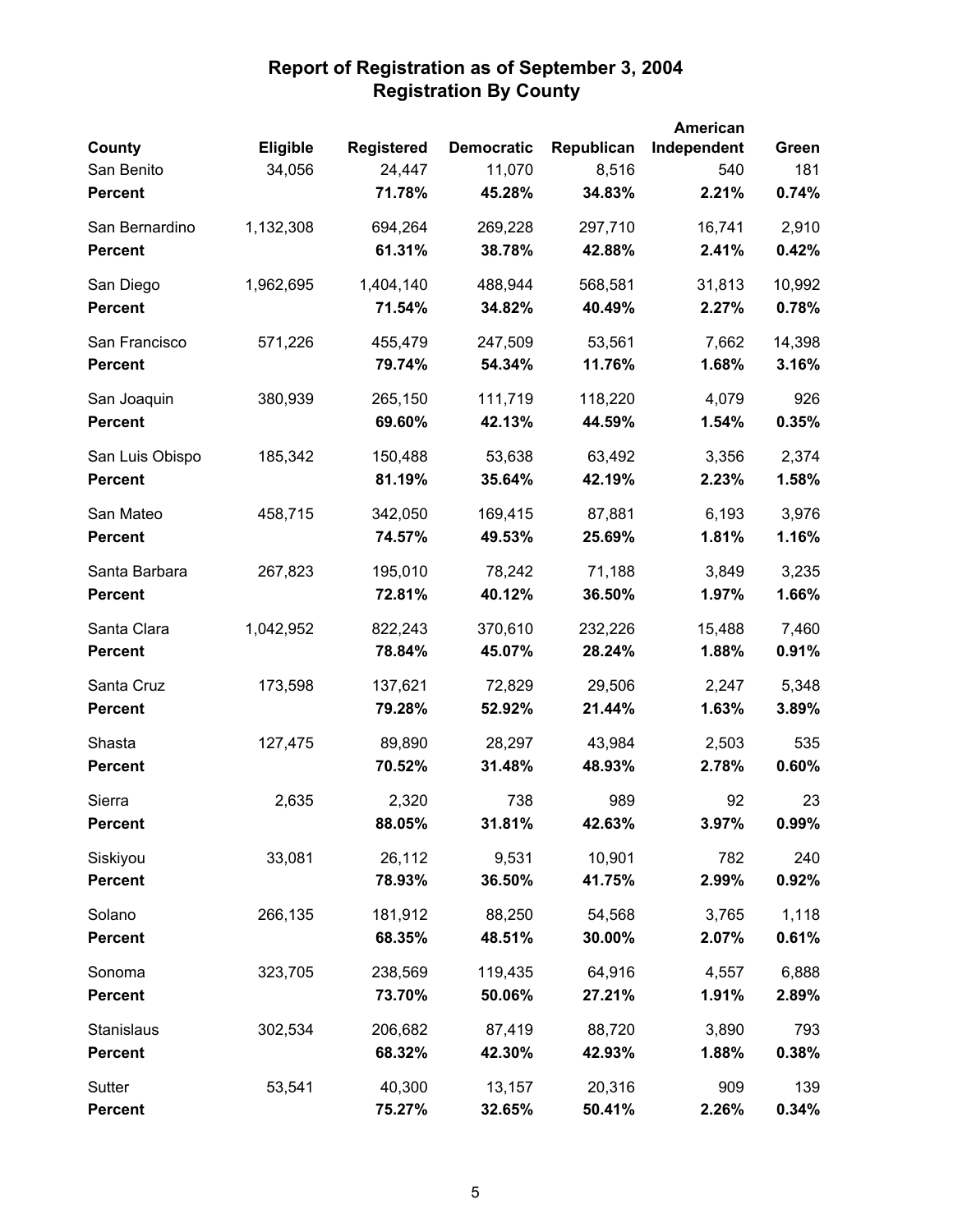# Report of Registration as of September 3, 2004
## Registration By County

| County | Eligible | Registered | Democratic | Republican | American Independent | Green |
|---|---|---|---|---|---|---|
| San Benito | 34,056 | 24,447 | 11,070 | 8,516 | 540 | 181 |
| **Percent** | | **71.78%** | **45.28%** | **34.83%** | **2.21%** | **0.74%** |
| San Bernardino | 1,132,308 | 694,264 | 269,228 | 297,710 | 16,741 | 2,910 |
| **Percent** | | **61.31%** | **38.78%** | **42.88%** | **2.41%** | **0.42%** |
| San Diego | 1,962,695 | 1,404,140 | 488,944 | 568,581 | 31,813 | 10,992 |
| **Percent** | | **71.54%** | **34.82%** | **40.49%** | **2.27%** | **0.78%** |
| San Francisco | 571,226 | 455,479 | 247,509 | 53,561 | 7,662 | 14,398 |
| **Percent** | | **79.74%** | **54.34%** | **11.76%** | **1.68%** | **3.16%** |
| San Joaquin | 380,939 | 265,150 | 111,719 | 118,220 | 4,079 | 926 |
| **Percent** | | **69.60%** | **42.13%** | **44.59%** | **1.54%** | **0.35%** |
| San Luis Obispo | 185,342 | 150,488 | 53,638 | 63,492 | 3,356 | 2,374 |
| **Percent** | | **81.19%** | **35.64%** | **42.19%** | **2.23%** | **1.58%** |
| San Mateo | 458,715 | 342,050 | 169,415 | 87,881 | 6,193 | 3,976 |
| **Percent** | | **74.57%** | **49.53%** | **25.69%** | **1.81%** | **1.16%** |
| Santa Barbara | 267,823 | 195,010 | 78,242 | 71,188 | 3,849 | 3,235 |
| **Percent** | | **72.81%** | **40.12%** | **36.50%** | **1.97%** | **1.66%** |
| Santa Clara | 1,042,952 | 822,243 | 370,610 | 232,226 | 15,488 | 7,460 |
| **Percent** | | **78.84%** | **45.07%** | **28.24%** | **1.88%** | **0.91%** |
| Santa Cruz | 173,598 | 137,621 | 72,829 | 29,506 | 2,247 | 5,348 |
| **Percent** | | **79.28%** | **52.92%** | **21.44%** | **1.63%** | **3.89%** |
| Shasta | 127,475 | 89,890 | 28,297 | 43,984 | 2,503 | 535 |
| **Percent** | | **70.52%** | **31.48%** | **48.93%** | **2.78%** | **0.60%** |
| Sierra | 2,635 | 2,320 | 738 | 989 | 92 | 23 |
| **Percent** | | **88.05%** | **31.81%** | **42.63%** | **3.97%** | **0.99%** |
| Siskiyou | 33,081 | 26,112 | 9,531 | 10,901 | 782 | 240 |
| **Percent** | | **78.93%** | **36.50%** | **41.75%** | **2.99%** | **0.92%** |
| Solano | 266,135 | 181,912 | 88,250 | 54,568 | 3,765 | 1,118 |
| **Percent** | | **68.35%** | **48.51%** | **30.00%** | **2.07%** | **0.61%** |
| Sonoma | 323,705 | 238,569 | 119,435 | 64,916 | 4,557 | 6,888 |
| **Percent** | | **73.70%** | **50.06%** | **27.21%** | **1.91%** | **2.89%** |
| Stanislaus | 302,534 | 206,682 | 87,419 | 88,720 | 3,890 | 793 |
| **Percent** | | **68.32%** | **42.30%** | **42.93%** | **1.88%** | **0.38%** |
| Sutter | 53,541 | 40,300 | 13,157 | 20,316 | 909 | 139 |
| **Percent** | | **75.27%** | **32.65%** | **50.41%** | **2.26%** | **0.34%** |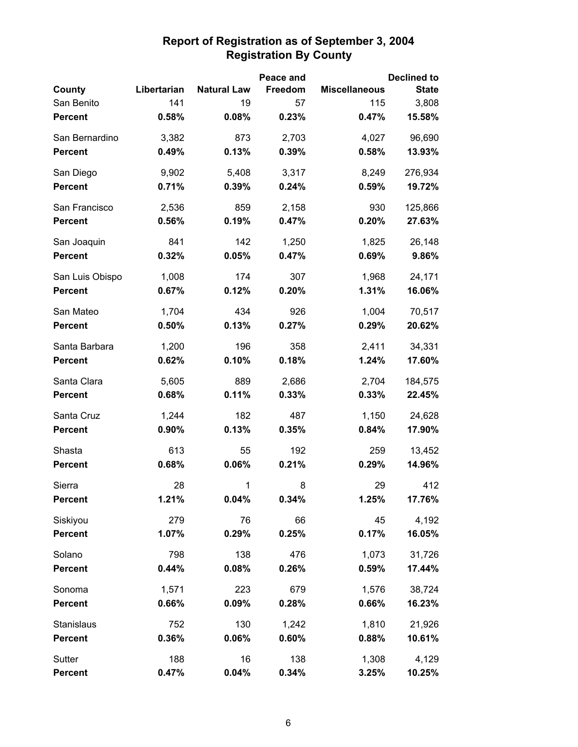# Report of Registration as of September 3, 2004
## Registration By County

| County | Libertarian | Natural Law | Peace and Freedom | Miscellaneous | Declined to State |
|---|---|---|---|---|---|
| San Benito | 141 | 19 | 57 | 115 | 3,808 |
| **Percent** | **0.58%** | **0.08%** | **0.23%** | **0.47%** | **15.58%** |
| San Bernardino | 3,382 | 873 | 2,703 | 4,027 | 96,690 |
| **Percent** | **0.49%** | **0.13%** | **0.39%** | **0.58%** | **13.93%** |
| San Diego | 9,902 | 5,408 | 3,317 | 8,249 | 276,934 |
| **Percent** | **0.71%** | **0.39%** | **0.24%** | **0.59%** | **19.72%** |
| San Francisco | 2,536 | 859 | 2,158 | 930 | 125,866 |
| **Percent** | **0.56%** | **0.19%** | **0.47%** | **0.20%** | **27.63%** |
| San Joaquin | 841 | 142 | 1,250 | 1,825 | 26,148 |
| **Percent** | **0.32%** | **0.05%** | **0.47%** | **0.69%** | **9.86%** |
| San Luis Obispo | 1,008 | 174 | 307 | 1,968 | 24,171 |
| **Percent** | **0.67%** | **0.12%** | **0.20%** | **1.31%** | **16.06%** |
| San Mateo | 1,704 | 434 | 926 | 1,004 | 70,517 |
| **Percent** | **0.50%** | **0.13%** | **0.27%** | **0.29%** | **20.62%** |
| Santa Barbara | 1,200 | 196 | 358 | 2,411 | 34,331 |
| **Percent** | **0.62%** | **0.10%** | **0.18%** | **1.24%** | **17.60%** |
| Santa Clara | 5,605 | 889 | 2,686 | 2,704 | 184,575 |
| **Percent** | **0.68%** | **0.11%** | **0.33%** | **0.33%** | **22.45%** |
| Santa Cruz | 1,244 | 182 | 487 | 1,150 | 24,628 |
| **Percent** | **0.90%** | **0.13%** | **0.35%** | **0.84%** | **17.90%** |
| Shasta | 613 | 55 | 192 | 259 | 13,452 |
| **Percent** | **0.68%** | **0.06%** | **0.21%** | **0.29%** | **14.96%** |
| Sierra | 28 | 1 | 8 | 29 | 412 |
| **Percent** | **1.21%** | **0.04%** | **0.34%** | **1.25%** | **17.76%** |
| Siskiyou | 279 | 76 | 66 | 45 | 4,192 |
| **Percent** | **1.07%** | **0.29%** | **0.25%** | **0.17%** | **16.05%** |
| Solano | 798 | 138 | 476 | 1,073 | 31,726 |
| **Percent** | **0.44%** | **0.08%** | **0.26%** | **0.59%** | **17.44%** |
| Sonoma | 1,571 | 223 | 679 | 1,576 | 38,724 |
| **Percent** | **0.66%** | **0.09%** | **0.28%** | **0.66%** | **16.23%** |
| Stanislaus | 752 | 130 | 1,242 | 1,810 | 21,926 |
| **Percent** | **0.36%** | **0.06%** | **0.60%** | **0.88%** | **10.61%** |
| Sutter | 188 | 16 | 138 | 1,308 | 4,129 |
| **Percent** | **0.47%** | **0.04%** | **0.34%** | **3.25%** | **10.25%** |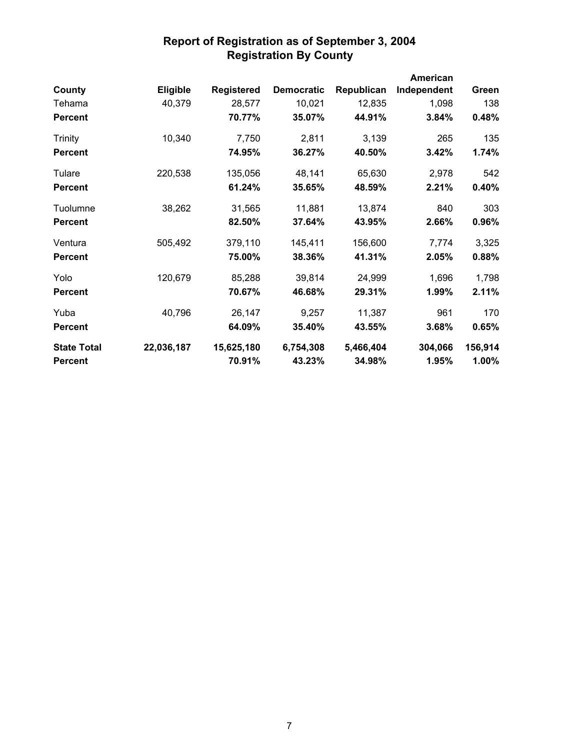# Report of Registration as of September 3, 2004
## Registration By County

| County | Eligible | Registered | Democratic | Republican | American Independent | Green |
|---|---|---|---|---|---|---|
| Tehama | 40,379 | 28,577 | 10,021 | 12,835 | 1,098 | 138 |
| **Percent** | | **70.77%** | **35.07%** | **44.91%** | **3.84%** | **0.48%** |
| Trinity | 10,340 | 7,750 | 2,811 | 3,139 | 265 | 135 |
| **Percent** | | **74.95%** | **36.27%** | **40.50%** | **3.42%** | **1.74%** |
| Tulare | 220,538 | 135,056 | 48,141 | 65,630 | 2,978 | 542 |
| **Percent** | | **61.24%** | **35.65%** | **48.59%** | **2.21%** | **0.40%** |
| Tuolumne | 38,262 | 31,565 | 11,881 | 13,874 | 840 | 303 |
| **Percent** | | **82.50%** | **37.64%** | **43.95%** | **2.66%** | **0.96%** |
| Ventura | 505,492 | 379,110 | 145,411 | 156,600 | 7,774 | 3,325 |
| **Percent** | | **75.00%** | **38.36%** | **41.31%** | **2.05%** | **0.88%** |
| Yolo | 120,679 | 85,288 | 39,814 | 24,999 | 1,696 | 1,798 |
| **Percent** | | **70.67%** | **46.68%** | **29.31%** | **1.99%** | **2.11%** |
| Yuba | 40,796 | 26,147 | 9,257 | 11,387 | 961 | 170 |
| **Percent** | | **64.09%** | **35.40%** | **43.55%** | **3.68%** | **0.65%** |
| **State Total** | **22,036,187** | **15,625,180** | **6,754,308** | **5,466,404** | **304,066** | **156,914** |
| **Percent** | | **70.91%** | **43.23%** | **34.98%** | **1.95%** | **1.00%** |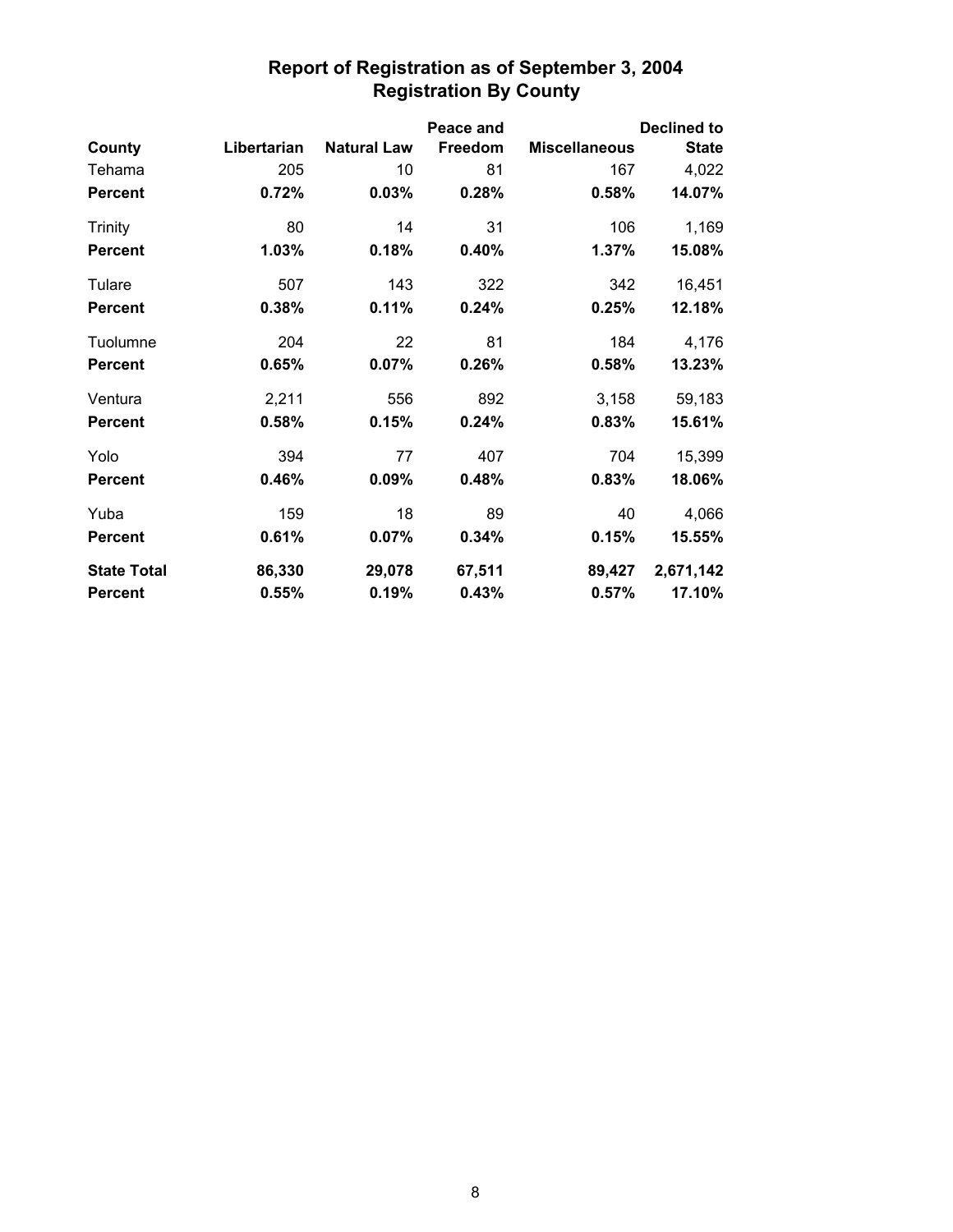# Report of Registration as of September 3, 2004
## Registration By County

| County | Libertarian | Natural Law | Peace and Freedom | Miscellaneous | Declined to State |
|---|---|---|---|---|---|
| Tehama | 205 | 10 | 81 | 167 | 4,022 |
| **Percent** | **0.72%** | **0.03%** | **0.28%** | **0.58%** | **14.07%** |
| Trinity | 80 | 14 | 31 | 106 | 1,169 |
| **Percent** | **1.03%** | **0.18%** | **0.40%** | **1.37%** | **15.08%** |
| Tulare | 507 | 143 | 322 | 342 | 16,451 |
| **Percent** | **0.38%** | **0.11%** | **0.24%** | **0.25%** | **12.18%** |
| Tuolumne | 204 | 22 | 81 | 184 | 4,176 |
| **Percent** | **0.65%** | **0.07%** | **0.26%** | **0.58%** | **13.23%** |
| Ventura | 2,211 | 556 | 892 | 3,158 | 59,183 |
| **Percent** | **0.58%** | **0.15%** | **0.24%** | **0.83%** | **15.61%** |
| Yolo | 394 | 77 | 407 | 704 | 15,399 |
| **Percent** | **0.46%** | **0.09%** | **0.48%** | **0.83%** | **18.06%** |
| Yuba | 159 | 18 | 89 | 40 | 4,066 |
| **Percent** | **0.61%** | **0.07%** | **0.34%** | **0.15%** | **15.55%** |
| **State Total** | **86,330** | **29,078** | **67,511** | **89,427** | **2,671,142** |
| **Percent** | **0.55%** | **0.19%** | **0.43%** | **0.57%** | **17.10%** |